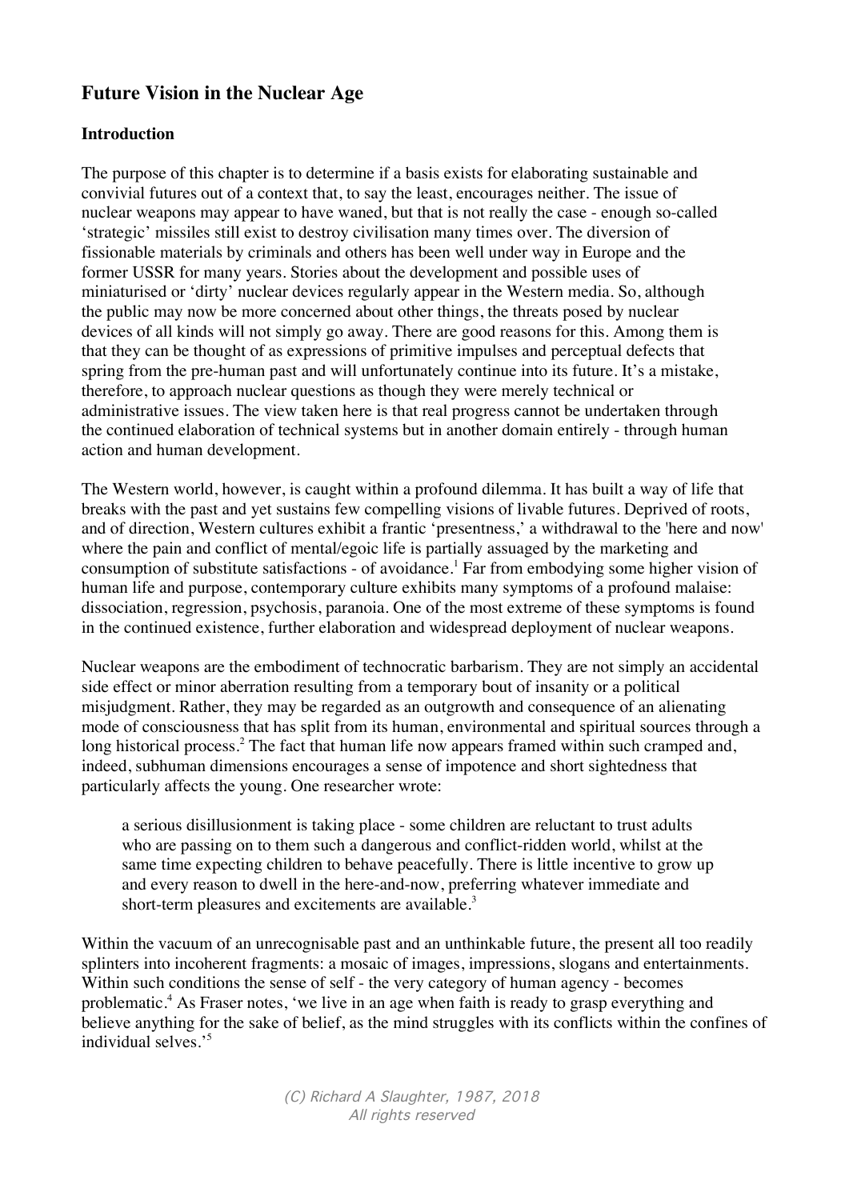# Future Vision in the Nuclear Age

## Introduction

The purpose of this chapter is to determine if a basis exists for elaborating sustainable and convivial futures out of a context that, to say the least, encourages neither. The issue of nuclear weapons may appear to have waned, but that is not really the case - enough so-called 'strategic' missiles still exist to destroy civilisation many times over. The diversion of fissionable materials by criminals and others has been well under way in Europe and the former USSR for many years. Stories about the development and possible uses of miniaturised or 'dirty' nuclear devices regularly appear in the Western media. So, although the public may now be more concerned about other things, the threats posed by nuclear devices of all kinds will not simply go away. There are good reasons for this. Among them is that they can be thought of as expressions of primitive impulses and perceptual defects that spring from the pre-human past and will unfortunately continue into its future. It's a mistake, therefore, to approach nuclear questions as though they were merely technical or administrative issues. The view taken here is that real progress cannot be undertaken through the continued elaboration of technical systems but in another domain entirely - through human action and human development.

The Western world, however, is caught within a profound dilemma. It has built a way of life that breaks with the past and yet sustains few compelling visions of livable futures. Deprived of roots, and of direction, Western cultures exhibit a frantic 'presentness,' a withdrawal to the 'here and now' where the pain and conflict of mental/egoic life is partially assuaged by the marketing and consumption of substitute satisfactions - of avoidance.[1] Far from embodying some higher vision of human life and purpose, contemporary culture exhibits many symptoms of a profound malaise: dissociation, regression, psychosis, paranoia. One of the most extreme of these symptoms is found in the continued existence, further elaboration and widespread deployment of nuclear weapons.

Nuclear weapons are the embodiment of technocratic barbarism. They are not simply an accidental side effect or minor aberration resulting from a temporary bout of insanity or a political misjudgment. Rather, they may be regarded as an outgrowth and consequence of an alienating mode of consciousness that has split from its human, environmental and spiritual sources through a long historical process.[2] The fact that human life now appears framed within such cramped and, indeed, subhuman dimensions encourages a sense of impotence and short sightedness that particularly affects the young. One researcher wrote:

> a serious disillusionment is taking place - some children are reluctant to trust adults who are passing on to them such a dangerous and conflict-ridden world, whilst at the same time expecting children to behave peacefully. There is little incentive to grow up and every reason to dwell in the here-and-now, preferring whatever immediate and short-term pleasures and excitements are available.[3]

Within the vacuum of an unrecognisable past and an unthinkable future, the present all too readily splinters into incoherent fragments: a mosaic of images, impressions, slogans and entertainments. Within such conditions the sense of self - the very category of human agency - becomes problematic.[4] As Fraser notes, 'we live in an age when faith is ready to grasp everything and believe anything for the sake of belief, as the mind struggles with its conflicts within the confines of individual selves.'[5]

(C) Richard A Slaughter, 1987, 2018
All rights reserved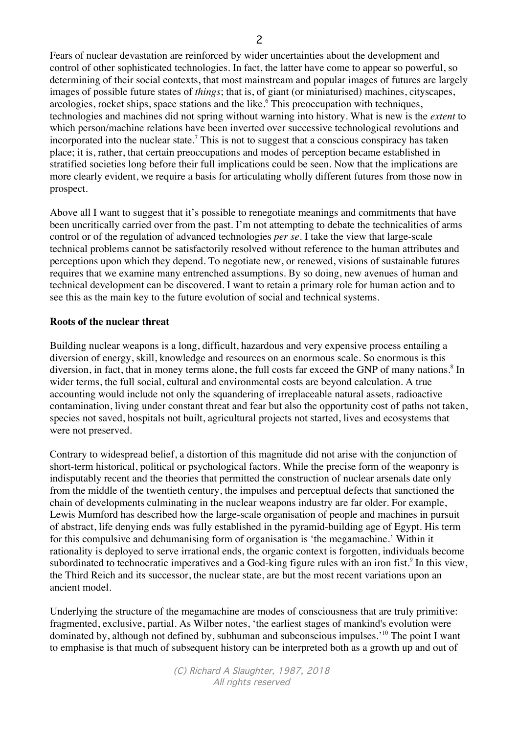Fears of nuclear devastation are reinforced by wider uncertainties about the development and control of other sophisticated technologies. In fact, the latter have come to appear so powerful, so determining of their social contexts, that most mainstream and popular images of futures are largely images of possible future states of *things*; that is, of giant (or miniaturised) machines, cityscapes, arcologies, rocket ships, space stations and the like.[6] This preoccupation with techniques, technologies and machines did not spring without warning into history. What is new is the *extent* to which person/machine relations have been inverted over successive technological revolutions and incorporated into the nuclear state.[7] This is not to suggest that a conscious conspiracy has taken place; it is, rather, that certain preoccupations and modes of perception became established in stratified societies long before their full implications could be seen. Now that the implications are more clearly evident, we require a basis for articulating wholly different futures from those now in prospect.

Above all I want to suggest that it's possible to renegotiate meanings and commitments that have been uncritically carried over from the past. I'm not attempting to debate the technicalities of arms control or of the regulation of advanced technologies *per se*. I take the view that large-scale technical problems cannot be satisfactorily resolved without reference to the human attributes and perceptions upon which they depend. To negotiate new, or renewed, visions of sustainable futures requires that we examine many entrenched assumptions. By so doing, new avenues of human and technical development can be discovered. I want to retain a primary role for human action and to see this as the main key to the future evolution of social and technical systems.

**Roots of the nuclear threat**

Building nuclear weapons is a long, difficult, hazardous and very expensive process entailing a diversion of energy, skill, knowledge and resources on an enormous scale. So enormous is this diversion, in fact, that in money terms alone, the full costs far exceed the GNP of many nations.[8] In wider terms, the full social, cultural and environmental costs are beyond calculation. A true accounting would include not only the squandering of irreplaceable natural assets, radioactive contamination, living under constant threat and fear but also the opportunity cost of paths not taken, species not saved, hospitals not built, agricultural projects not started, lives and ecosystems that were not preserved.

Contrary to widespread belief, a distortion of this magnitude did not arise with the conjunction of short-term historical, political or psychological factors. While the precise form of the weaponry is indisputably recent and the theories that permitted the construction of nuclear arsenals date only from the middle of the twentieth century, the impulses and perceptual defects that sanctioned the chain of developments culminating in the nuclear weapons industry are far older. For example, Lewis Mumford has described how the large-scale organisation of people and machines in pursuit of abstract, life denying ends was fully established in the pyramid-building age of Egypt. His term for this compulsive and dehumanising form of organisation is 'the megamachine.' Within it rationality is deployed to serve irrational ends, the organic context is forgotten, individuals become subordinated to technocratic imperatives and a God-king figure rules with an iron fist.[9] In this view, the Third Reich and its successor, the nuclear state, are but the most recent variations upon an ancient model.

Underlying the structure of the megamachine are modes of consciousness that are truly primitive: fragmented, exclusive, partial. As Wilber notes, 'the earliest stages of mankind's evolution were dominated by, although not defined by, subhuman and subconscious impulses.'[10] The point I want to emphasise is that much of subsequent history can be interpreted both as a growth up and out of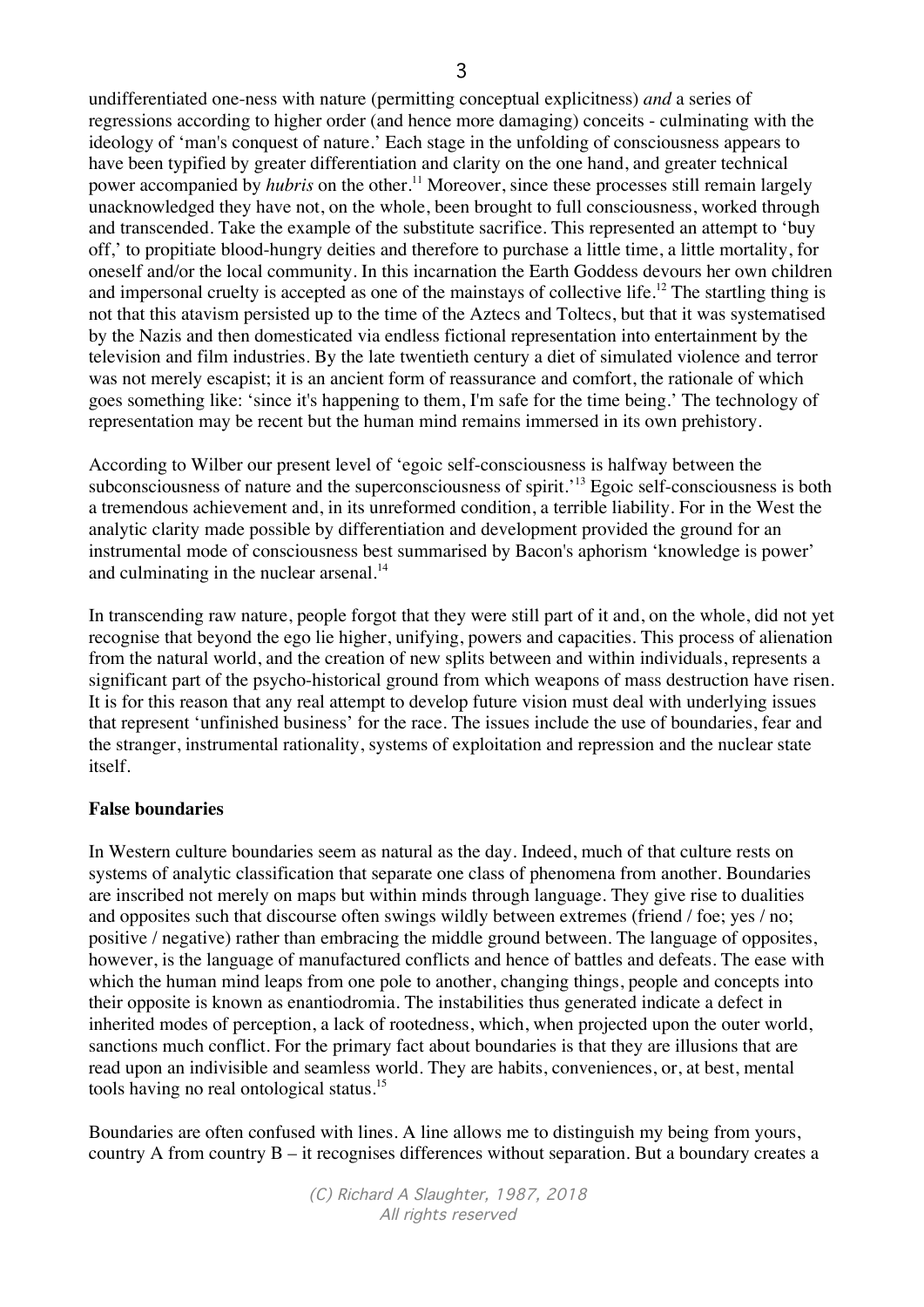undifferentiated one-ness with nature (permitting conceptual explicitness) *and* a series of regressions according to higher order (and hence more damaging) conceits - culminating with the ideology of 'man's conquest of nature.' Each stage in the unfolding of consciousness appears to have been typified by greater differentiation and clarity on the one hand, and greater technical power accompanied by *hubris* on the other.[11] Moreover, since these processes still remain largely unacknowledged they have not, on the whole, been brought to full consciousness, worked through and transcended. Take the example of the substitute sacrifice. This represented an attempt to 'buy off,' to propitiate blood-hungry deities and therefore to purchase a little time, a little mortality, for oneself and/or the local community. In this incarnation the Earth Goddess devours her own children and impersonal cruelty is accepted as one of the mainstays of collective life.[12] The startling thing is not that this atavism persisted up to the time of the Aztecs and Toltecs, but that it was systematised by the Nazis and then domesticated via endless fictional representation into entertainment by the television and film industries. By the late twentieth century a diet of simulated violence and terror was not merely escapist; it is an ancient form of reassurance and comfort, the rationale of which goes something like: 'since it's happening to them, I'm safe for the time being.' The technology of representation may be recent but the human mind remains immersed in its own prehistory.

According to Wilber our present level of 'egoic self-consciousness is halfway between the subconsciousness of nature and the superconsciousness of spirit.'[13] Egoic self-consciousness is both a tremendous achievement and, in its unreformed condition, a terrible liability. For in the West the analytic clarity made possible by differentiation and development provided the ground for an instrumental mode of consciousness best summarised by Bacon's aphorism 'knowledge is power' and culminating in the nuclear arsenal.[14]

In transcending raw nature, people forgot that they were still part of it and, on the whole, did not yet recognise that beyond the ego lie higher, unifying, powers and capacities. This process of alienation from the natural world, and the creation of new splits between and within individuals, represents a significant part of the psycho-historical ground from which weapons of mass destruction have risen. It is for this reason that any real attempt to develop future vision must deal with underlying issues that represent 'unfinished business' for the race. The issues include the use of boundaries, fear and the stranger, instrumental rationality, systems of exploitation and repression and the nuclear state itself.

**False boundaries**

In Western culture boundaries seem as natural as the day. Indeed, much of that culture rests on systems of analytic classification that separate one class of phenomena from another. Boundaries are inscribed not merely on maps but within minds through language. They give rise to dualities and opposites such that discourse often swings wildly between extremes (friend / foe; yes / no; positive / negative) rather than embracing the middle ground between. The language of opposites, however, is the language of manufactured conflicts and hence of battles and defeats. The ease with which the human mind leaps from one pole to another, changing things, people and concepts into their opposite is known as enantiodromia. The instabilities thus generated indicate a defect in inherited modes of perception, a lack of rootedness, which, when projected upon the outer world, sanctions much conflict. For the primary fact about boundaries is that they are illusions that are read upon an indivisible and seamless world. They are habits, conveniences, or, at best, mental tools having no real ontological status.[15]

Boundaries are often confused with lines. A line allows me to distinguish my being from yours, country A from country B – it recognises differences without separation. But a boundary creates a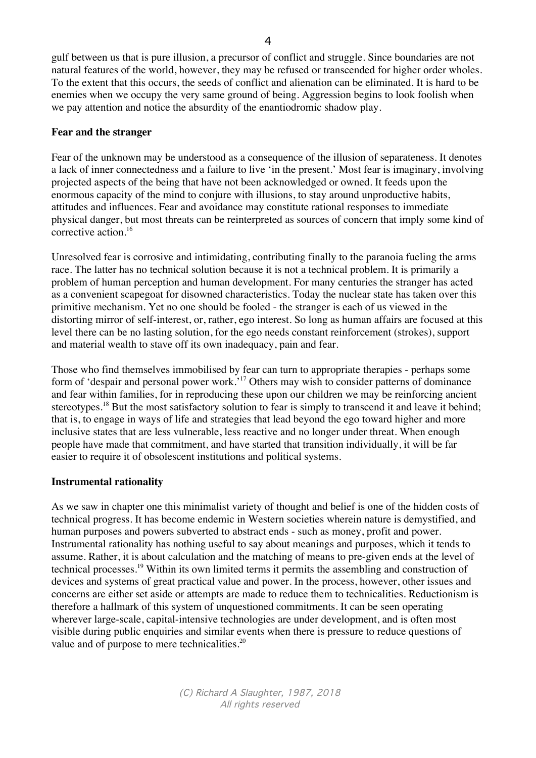gulf between us that is pure illusion, a precursor of conflict and struggle. Since boundaries are not natural features of the world, however, they may be refused or transcended for higher order wholes. To the extent that this occurs, the seeds of conflict and alienation can be eliminated. It is hard to be enemies when we occupy the very same ground of being. Aggression begins to look foolish when we pay attention and notice the absurdity of the enantiodromic shadow play.

**Fear and the stranger**

Fear of the unknown may be understood as a consequence of the illusion of separateness. It denotes a lack of inner connectedness and a failure to live 'in the present.' Most fear is imaginary, involving projected aspects of the being that have not been acknowledged or owned. It feeds upon the enormous capacity of the mind to conjure with illusions, to stay around unproductive habits, attitudes and influences. Fear and avoidance may constitute rational responses to immediate physical danger, but most threats can be reinterpreted as sources of concern that imply some kind of corrective action.[16]

Unresolved fear is corrosive and intimidating, contributing finally to the paranoia fueling the arms race. The latter has no technical solution because it is not a technical problem. It is primarily a problem of human perception and human development. For many centuries the stranger has acted as a convenient scapegoat for disowned characteristics. Today the nuclear state has taken over this primitive mechanism. Yet no one should be fooled - the stranger is each of us viewed in the distorting mirror of self-interest, or, rather, ego interest. So long as human affairs are focused at this level there can be no lasting solution, for the ego needs constant reinforcement (strokes), support and material wealth to stave off its own inadequacy, pain and fear.

Those who find themselves immobilised by fear can turn to appropriate therapies - perhaps some form of 'despair and personal power work.'[17] Others may wish to consider patterns of dominance and fear within families, for in reproducing these upon our children we may be reinforcing ancient stereotypes.[18] But the most satisfactory solution to fear is simply to transcend it and leave it behind; that is, to engage in ways of life and strategies that lead beyond the ego toward higher and more inclusive states that are less vulnerable, less reactive and no longer under threat. When enough people have made that commitment, and have started that transition individually, it will be far easier to require it of obsolescent institutions and political systems.

**Instrumental rationality**

As we saw in chapter one this minimalist variety of thought and belief is one of the hidden costs of technical progress. It has become endemic in Western societies wherein nature is demystified, and human purposes and powers subverted to abstract ends - such as money, profit and power. Instrumental rationality has nothing useful to say about meanings and purposes, which it tends to assume. Rather, it is about calculation and the matching of means to pre-given ends at the level of technical processes.[19] Within its own limited terms it permits the assembling and construction of devices and systems of great practical value and power. In the process, however, other issues and concerns are either set aside or attempts are made to reduce them to technicalities. Reductionism is therefore a hallmark of this system of unquestioned commitments. It can be seen operating wherever large-scale, capital-intensive technologies are under development, and is often most visible during public enquiries and similar events when there is pressure to reduce questions of value and of purpose to mere technicalities.[20]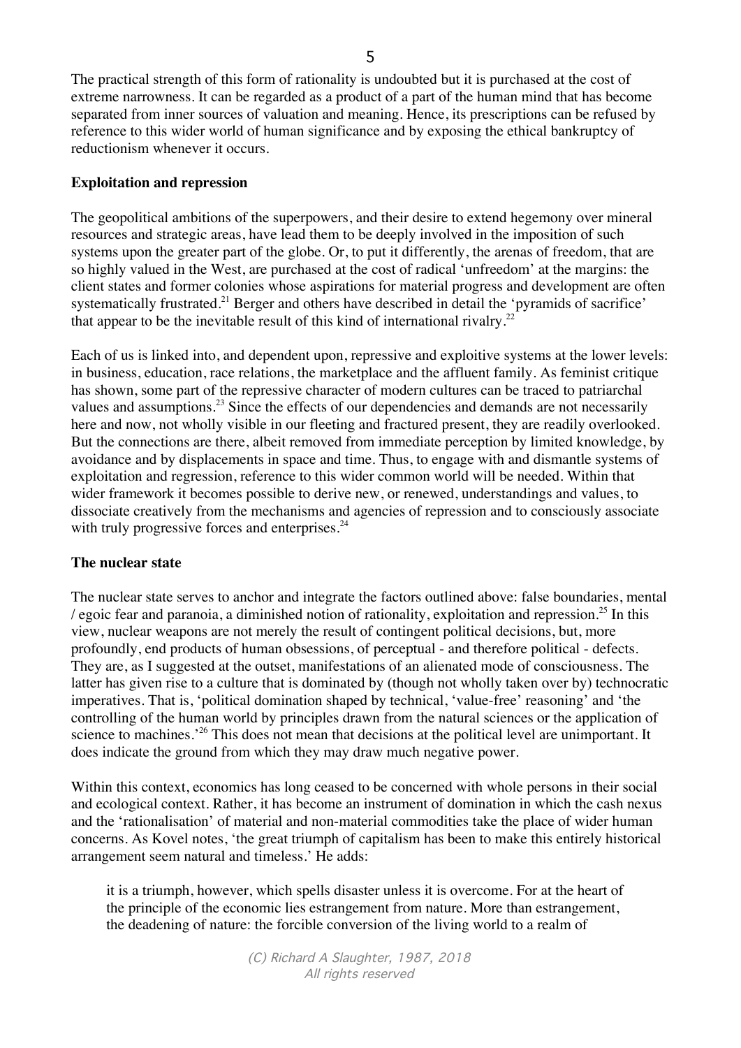The practical strength of this form of rationality is undoubted but it is purchased at the cost of extreme narrowness. It can be regarded as a product of a part of the human mind that has become separated from inner sources of valuation and meaning. Hence, its prescriptions can be refused by reference to this wider world of human significance and by exposing the ethical bankruptcy of reductionism whenever it occurs.

**Exploitation and repression**

The geopolitical ambitions of the superpowers, and their desire to extend hegemony over mineral resources and strategic areas, have lead them to be deeply involved in the imposition of such systems upon the greater part of the globe. Or, to put it differently, the arenas of freedom, that are so highly valued in the West, are purchased at the cost of radical 'unfreedom' at the margins: the client states and former colonies whose aspirations for material progress and development are often systematically frustrated.[21] Berger and others have described in detail the 'pyramids of sacrifice' that appear to be the inevitable result of this kind of international rivalry.[22]

Each of us is linked into, and dependent upon, repressive and exploitive systems at the lower levels: in business, education, race relations, the marketplace and the affluent family. As feminist critique has shown, some part of the repressive character of modern cultures can be traced to patriarchal values and assumptions.[23] Since the effects of our dependencies and demands are not necessarily here and now, not wholly visible in our fleeting and fractured present, they are readily overlooked. But the connections are there, albeit removed from immediate perception by limited knowledge, by avoidance and by displacements in space and time. Thus, to engage with and dismantle systems of exploitation and regression, reference to this wider common world will be needed. Within that wider framework it becomes possible to derive new, or renewed, understandings and values, to dissociate creatively from the mechanisms and agencies of repression and to consciously associate with truly progressive forces and enterprises.[24]

**The nuclear state**

The nuclear state serves to anchor and integrate the factors outlined above: false boundaries, mental / egoic fear and paranoia, a diminished notion of rationality, exploitation and repression.[25] In this view, nuclear weapons are not merely the result of contingent political decisions, but, more profoundly, end products of human obsessions, of perceptual - and therefore political - defects. They are, as I suggested at the outset, manifestations of an alienated mode of consciousness. The latter has given rise to a culture that is dominated by (though not wholly taken over by) technocratic imperatives. That is, 'political domination shaped by technical, 'value-free' reasoning' and 'the controlling of the human world by principles drawn from the natural sciences or the application of science to machines.'[26] This does not mean that decisions at the political level are unimportant. It does indicate the ground from which they may draw much negative power.

Within this context, economics has long ceased to be concerned with whole persons in their social and ecological context. Rather, it has become an instrument of domination in which the cash nexus and the 'rationalisation' of material and non-material commodities take the place of wider human concerns. As Kovel notes, 'the great triumph of capitalism has been to make this entirely historical arrangement seem natural and timeless.' He adds:

> it is a triumph, however, which spells disaster unless it is overcome. For at the heart of the principle of the economic lies estrangement from nature. More than estrangement, the deadening of nature: the forcible conversion of the living world to a realm of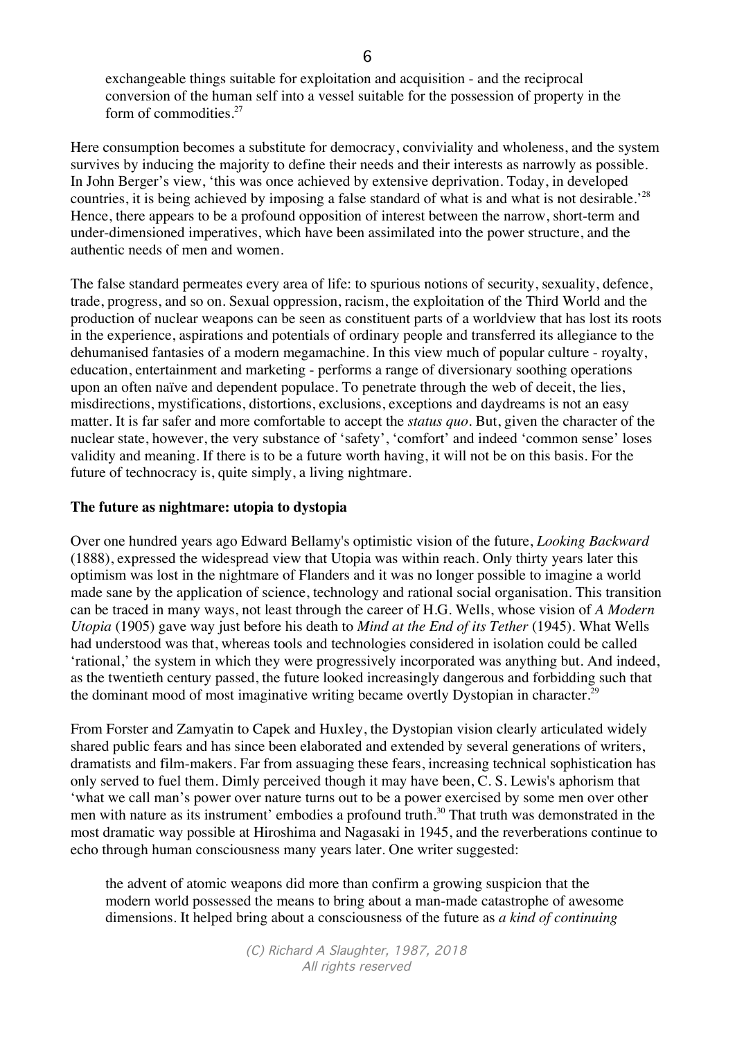> exchangeable things suitable for exploitation and acquisition - and the reciprocal conversion of the human self into a vessel suitable for the possession of property in the form of commodities.[27]

Here consumption becomes a substitute for democracy, conviviality and wholeness, and the system survives by inducing the majority to define their needs and their interests as narrowly as possible. In John Berger's view, 'this was once achieved by extensive deprivation. Today, in developed countries, it is being achieved by imposing a false standard of what is and what is not desirable.'[28] Hence, there appears to be a profound opposition of interest between the narrow, short-term and under-dimensioned imperatives, which have been assimilated into the power structure, and the authentic needs of men and women.

The false standard permeates every area of life: to spurious notions of security, sexuality, defence, trade, progress, and so on. Sexual oppression, racism, the exploitation of the Third World and the production of nuclear weapons can be seen as constituent parts of a worldview that has lost its roots in the experience, aspirations and potentials of ordinary people and transferred its allegiance to the dehumanised fantasies of a modern megamachine. In this view much of popular culture - royalty, education, entertainment and marketing - performs a range of diversionary soothing operations upon an often naïve and dependent populace. To penetrate through the web of deceit, the lies, misdirections, mystifications, distortions, exclusions, exceptions and daydreams is not an easy matter. It is far safer and more comfortable to accept the *status quo*. But, given the character of the nuclear state, however, the very substance of 'safety', 'comfort' and indeed 'common sense' loses validity and meaning. If there is to be a future worth having, it will not be on this basis. For the future of technocracy is, quite simply, a living nightmare.

**The future as nightmare: utopia to dystopia**

Over one hundred years ago Edward Bellamy's optimistic vision of the future, *Looking Backward* (1888), expressed the widespread view that Utopia was within reach. Only thirty years later this optimism was lost in the nightmare of Flanders and it was no longer possible to imagine a world made sane by the application of science, technology and rational social organisation. This transition can be traced in many ways, not least through the career of H.G. Wells, whose vision of *A Modern Utopia* (1905) gave way just before his death to *Mind at the End of its Tether* (1945). What Wells had understood was that, whereas tools and technologies considered in isolation could be called 'rational,' the system in which they were progressively incorporated was anything but. And indeed, as the twentieth century passed, the future looked increasingly dangerous and forbidding such that the dominant mood of most imaginative writing became overtly Dystopian in character.[29]

From Forster and Zamyatin to Capek and Huxley, the Dystopian vision clearly articulated widely shared public fears and has since been elaborated and extended by several generations of writers, dramatists and film-makers. Far from assuaging these fears, increasing technical sophistication has only served to fuel them. Dimly perceived though it may have been, C. S. Lewis's aphorism that 'what we call man's power over nature turns out to be a power exercised by some men over other men with nature as its instrument' embodies a profound truth.[30] That truth was demonstrated in the most dramatic way possible at Hiroshima and Nagasaki in 1945, and the reverberations continue to echo through human consciousness many years later. One writer suggested:

> the advent of atomic weapons did more than confirm a growing suspicion that the modern world possessed the means to bring about a man-made catastrophe of awesome dimensions. It helped bring about a consciousness of the future as *a kind of continuing*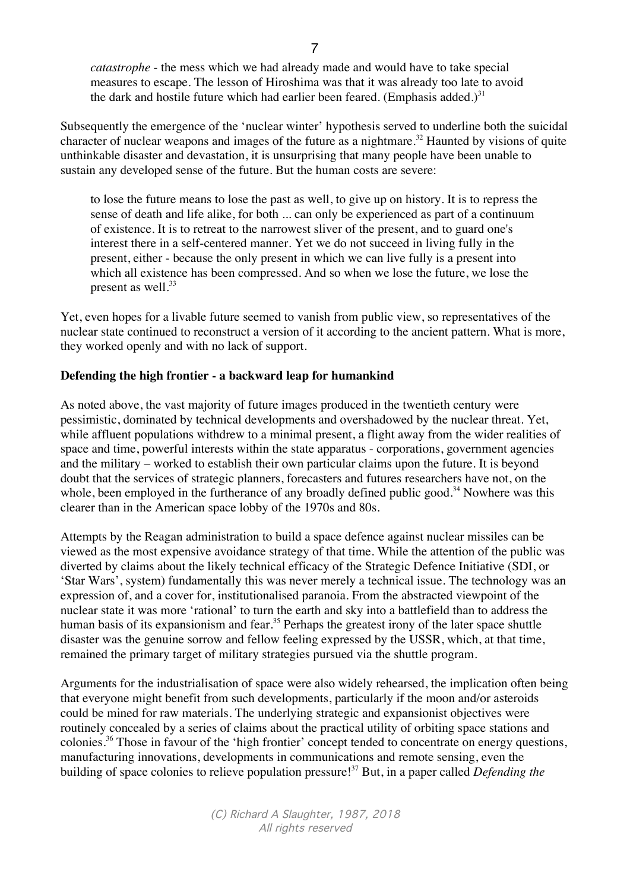*catastrophe* - the mess which we had already made and would have to take special measures to escape. The lesson of Hiroshima was that it was already too late to avoid the dark and hostile future which had earlier been feared. (Emphasis added.)[31]

Subsequently the emergence of the 'nuclear winter' hypothesis served to underline both the suicidal character of nuclear weapons and images of the future as a nightmare.[32] Haunted by visions of quite unthinkable disaster and devastation, it is unsurprising that many people have been unable to sustain any developed sense of the future. But the human costs are severe:

> to lose the future means to lose the past as well, to give up on history. It is to repress the sense of death and life alike, for both ... can only be experienced as part of a continuum of existence. It is to retreat to the narrowest sliver of the present, and to guard one's interest there in a self-centered manner. Yet we do not succeed in living fully in the present, either - because the only present in which we can live fully is a present into which all existence has been compressed. And so when we lose the future, we lose the present as well.[33]

Yet, even hopes for a livable future seemed to vanish from public view, so representatives of the nuclear state continued to reconstruct a version of it according to the ancient pattern. What is more, they worked openly and with no lack of support.

**Defending the high frontier - a backward leap for humankind**

As noted above, the vast majority of future images produced in the twentieth century were pessimistic, dominated by technical developments and overshadowed by the nuclear threat. Yet, while affluent populations withdrew to a minimal present, a flight away from the wider realities of space and time, powerful interests within the state apparatus - corporations, government agencies and the military – worked to establish their own particular claims upon the future. It is beyond doubt that the services of strategic planners, forecasters and futures researchers have not, on the whole, been employed in the furtherance of any broadly defined public good.[34] Nowhere was this clearer than in the American space lobby of the 1970s and 80s.

Attempts by the Reagan administration to build a space defence against nuclear missiles can be viewed as the most expensive avoidance strategy of that time. While the attention of the public was diverted by claims about the likely technical efficacy of the Strategic Defence Initiative (SDI, or 'Star Wars', system) fundamentally this was never merely a technical issue. The technology was an expression of, and a cover for, institutionalised paranoia. From the abstracted viewpoint of the nuclear state it was more 'rational' to turn the earth and sky into a battlefield than to address the human basis of its expansionism and fear.[35] Perhaps the greatest irony of the later space shuttle disaster was the genuine sorrow and fellow feeling expressed by the USSR, which, at that time, remained the primary target of military strategies pursued via the shuttle program.

Arguments for the industrialisation of space were also widely rehearsed, the implication often being that everyone might benefit from such developments, particularly if the moon and/or asteroids could be mined for raw materials. The underlying strategic and expansionist objectives were routinely concealed by a series of claims about the practical utility of orbiting space stations and colonies.[36] Those in favour of the 'high frontier' concept tended to concentrate on energy questions, manufacturing innovations, developments in communications and remote sensing, even the building of space colonies to relieve population pressure![37] But, in a paper called *Defending the*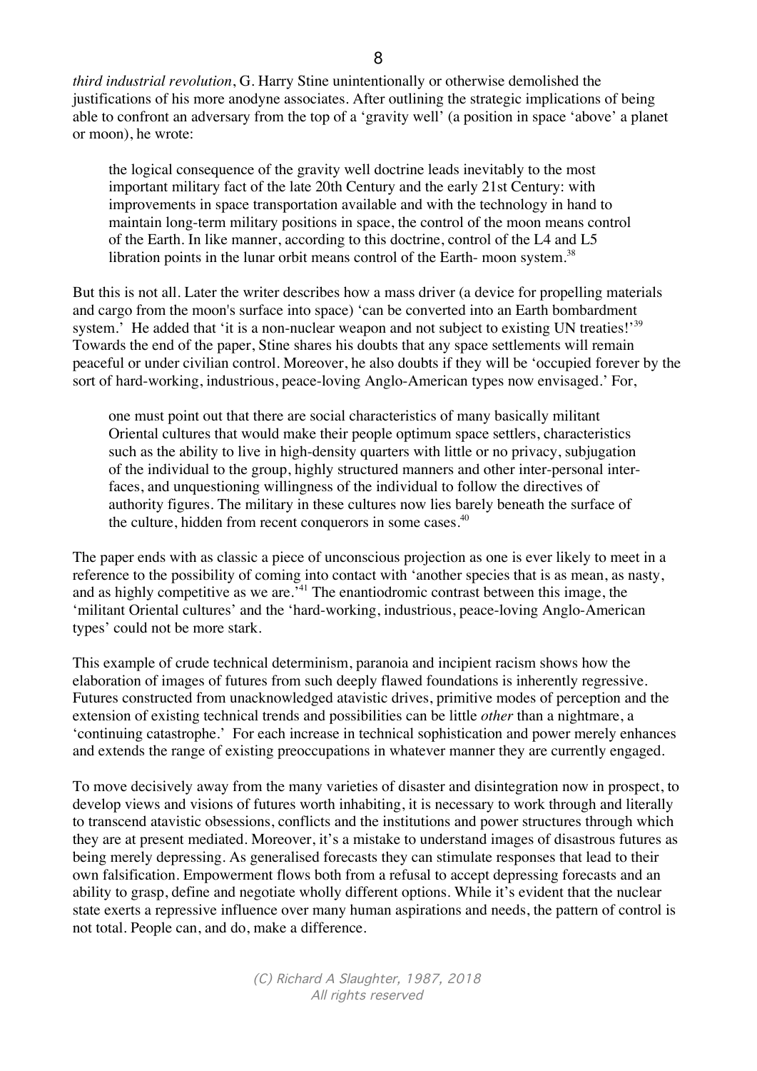*third industrial revolution*, G. Harry Stine unintentionally or otherwise demolished the justifications of his more anodyne associates. After outlining the strategic implications of being able to confront an adversary from the top of a 'gravity well' (a position in space 'above' a planet or moon), he wrote:

> the logical consequence of the gravity well doctrine leads inevitably to the most important military fact of the late 20th Century and the early 21st Century: with improvements in space transportation available and with the technology in hand to maintain long-term military positions in space, the control of the moon means control of the Earth. In like manner, according to this doctrine, control of the L4 and L5 libration points in the lunar orbit means control of the Earth- moon system.[38]

But this is not all. Later the writer describes how a mass driver (a device for propelling materials and cargo from the moon's surface into space) 'can be converted into an Earth bombardment system.' He added that 'it is a non-nuclear weapon and not subject to existing UN treaties!'[39] Towards the end of the paper, Stine shares his doubts that any space settlements will remain peaceful or under civilian control. Moreover, he also doubts if they will be 'occupied forever by the sort of hard-working, industrious, peace-loving Anglo-American types now envisaged.' For,

> one must point out that there are social characteristics of many basically militant Oriental cultures that would make their people optimum space settlers, characteristics such as the ability to live in high-density quarters with little or no privacy, subjugation of the individual to the group, highly structured manners and other inter-personal inter-faces, and unquestioning willingness of the individual to follow the directives of authority figures. The military in these cultures now lies barely beneath the surface of the culture, hidden from recent conquerors in some cases.[40]

The paper ends with as classic a piece of unconscious projection as one is ever likely to meet in a reference to the possibility of coming into contact with 'another species that is as mean, as nasty, and as highly competitive as we are.'[41] The enantiodromic contrast between this image, the 'militant Oriental cultures' and the 'hard-working, industrious, peace-loving Anglo-American types' could not be more stark.

This example of crude technical determinism, paranoia and incipient racism shows how the elaboration of images of futures from such deeply flawed foundations is inherently regressive. Futures constructed from unacknowledged atavistic drives, primitive modes of perception and the extension of existing technical trends and possibilities can be little *other* than a nightmare, a 'continuing catastrophe.' For each increase in technical sophistication and power merely enhances and extends the range of existing preoccupations in whatever manner they are currently engaged.

To move decisively away from the many varieties of disaster and disintegration now in prospect, to develop views and visions of futures worth inhabiting, it is necessary to work through and literally to transcend atavistic obsessions, conflicts and the institutions and power structures through which they are at present mediated. Moreover, it's a mistake to understand images of disastrous futures as being merely depressing. As generalised forecasts they can stimulate responses that lead to their own falsification. Empowerment flows both from a refusal to accept depressing forecasts and an ability to grasp, define and negotiate wholly different options. While it's evident that the nuclear state exerts a repressive influence over many human aspirations and needs, the pattern of control is not total. People can, and do, make a difference.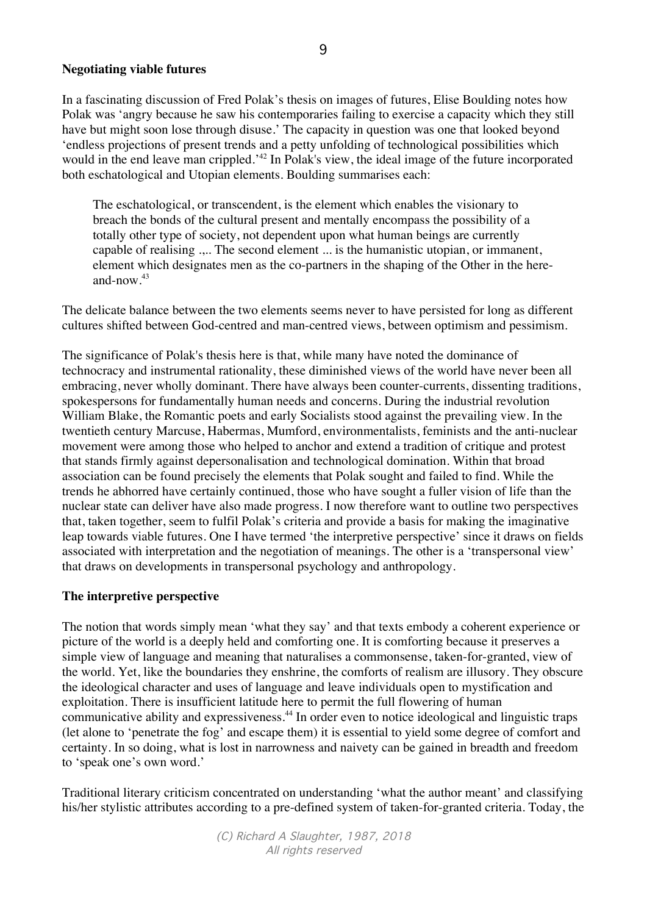**Negotiating viable futures**

In a fascinating discussion of Fred Polak's thesis on images of futures, Elise Boulding notes how Polak was 'angry because he saw his contemporaries failing to exercise a capacity which they still have but might soon lose through disuse.' The capacity in question was one that looked beyond 'endless projections of present trends and a petty unfolding of technological possibilities which would in the end leave man crippled.'[42] In Polak's view, the ideal image of the future incorporated both eschatological and Utopian elements. Boulding summarises each:

> The eschatological, or transcendent, is the element which enables the visionary to breach the bonds of the cultural present and mentally encompass the possibility of a totally other type of society, not dependent upon what human beings are currently capable of realising .,.. The second element ... is the humanistic utopian, or immanent, element which designates men as the co-partners in the shaping of the Other in the here-and-now.[43]

The delicate balance between the two elements seems never to have persisted for long as different cultures shifted between God-centred and man-centred views, between optimism and pessimism.

The significance of Polak's thesis here is that, while many have noted the dominance of technocracy and instrumental rationality, these diminished views of the world have never been all embracing, never wholly dominant. There have always been counter-currents, dissenting traditions, spokespersons for fundamentally human needs and concerns. During the industrial revolution William Blake, the Romantic poets and early Socialists stood against the prevailing view. In the twentieth century Marcuse, Habermas, Mumford, environmentalists, feminists and the anti-nuclear movement were among those who helped to anchor and extend a tradition of critique and protest that stands firmly against depersonalisation and technological domination. Within that broad association can be found precisely the elements that Polak sought and failed to find. While the trends he abhorred have certainly continued, those who have sought a fuller vision of life than the nuclear state can deliver have also made progress. I now therefore want to outline two perspectives that, taken together, seem to fulfil Polak's criteria and provide a basis for making the imaginative leap towards viable futures. One I have termed 'the interpretive perspective' since it draws on fields associated with interpretation and the negotiation of meanings. The other is a 'transpersonal view' that draws on developments in transpersonal psychology and anthropology.

**The interpretive perspective**

The notion that words simply mean 'what they say' and that texts embody a coherent experience or picture of the world is a deeply held and comforting one. It is comforting because it preserves a simple view of language and meaning that naturalises a commonsense, taken-for-granted, view of the world. Yet, like the boundaries they enshrine, the comforts of realism are illusory. They obscure the ideological character and uses of language and leave individuals open to mystification and exploitation. There is insufficient latitude here to permit the full flowering of human communicative ability and expressiveness.[44] In order even to notice ideological and linguistic traps (let alone to 'penetrate the fog' and escape them) it is essential to yield some degree of comfort and certainty. In so doing, what is lost in narrowness and naivety can be gained in breadth and freedom to 'speak one's own word.'

Traditional literary criticism concentrated on understanding 'what the author meant' and classifying his/her stylistic attributes according to a pre-defined system of taken-for-granted criteria. Today, the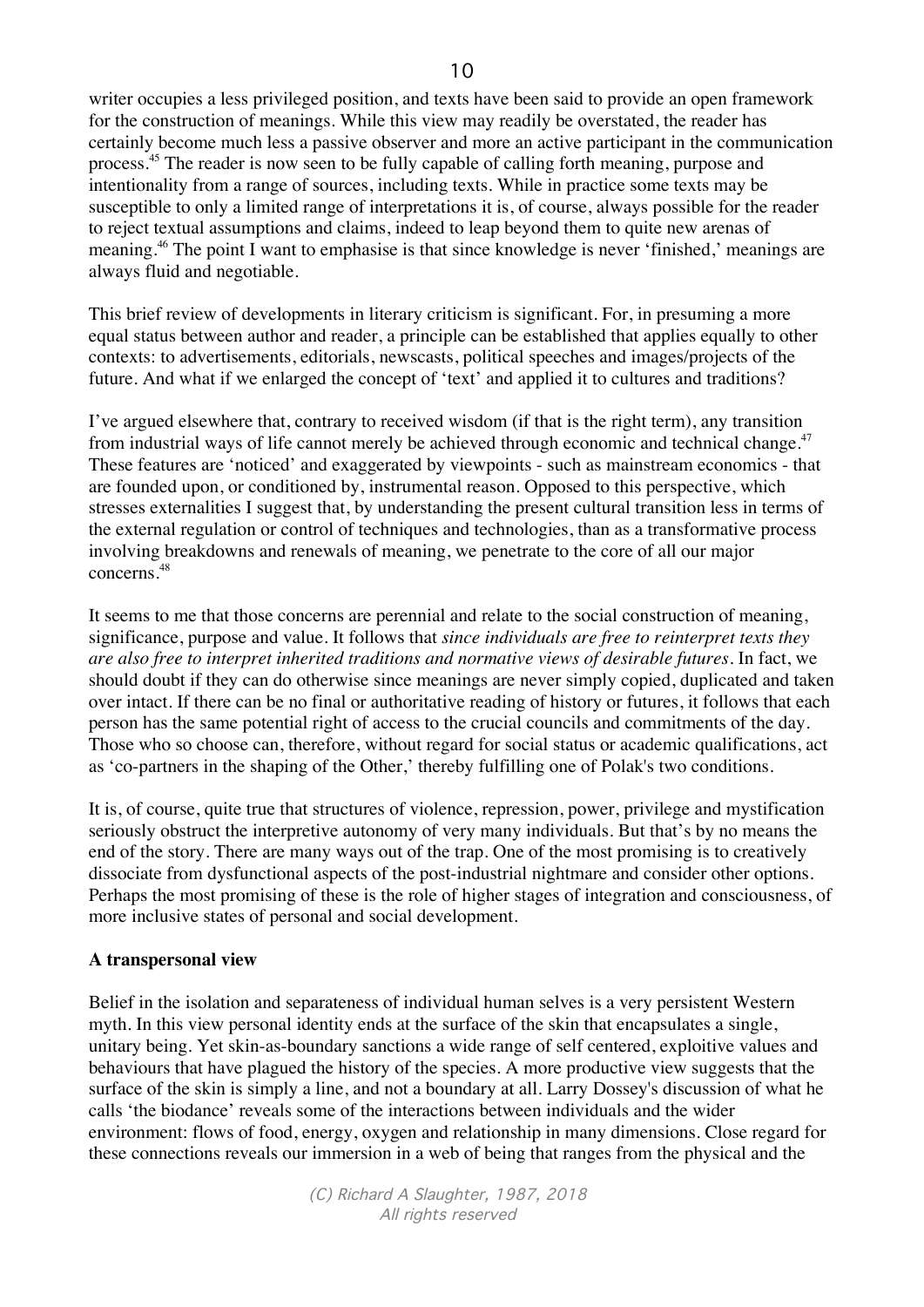writer occupies a less privileged position, and texts have been said to provide an open framework for the construction of meanings. While this view may readily be overstated, the reader has certainly become much less a passive observer and more an active participant in the communication process.[45] The reader is now seen to be fully capable of calling forth meaning, purpose and intentionality from a range of sources, including texts. While in practice some texts may be susceptible to only a limited range of interpretations it is, of course, always possible for the reader to reject textual assumptions and claims, indeed to leap beyond them to quite new arenas of meaning.[46] The point I want to emphasise is that since knowledge is never 'finished,' meanings are always fluid and negotiable.

This brief review of developments in literary criticism is significant. For, in presuming a more equal status between author and reader, a principle can be established that applies equally to other contexts: to advertisements, editorials, newscasts, political speeches and images/projects of the future. And what if we enlarged the concept of 'text' and applied it to cultures and traditions?

I've argued elsewhere that, contrary to received wisdom (if that is the right term), any transition from industrial ways of life cannot merely be achieved through economic and technical change.[47] These features are 'noticed' and exaggerated by viewpoints - such as mainstream economics - that are founded upon, or conditioned by, instrumental reason. Opposed to this perspective, which stresses externalities I suggest that, by understanding the present cultural transition less in terms of the external regulation or control of techniques and technologies, than as a transformative process involving breakdowns and renewals of meaning, we penetrate to the core of all our major concerns.[48]

It seems to me that those concerns are perennial and relate to the social construction of meaning, significance, purpose and value. It follows that *since individuals are free to reinterpret texts they are also free to interpret inherited traditions and normative views of desirable futures*. In fact, we should doubt if they can do otherwise since meanings are never simply copied, duplicated and taken over intact. If there can be no final or authoritative reading of history or futures, it follows that each person has the same potential right of access to the crucial councils and commitments of the day. Those who so choose can, therefore, without regard for social status or academic qualifications, act as 'co-partners in the shaping of the Other,' thereby fulfilling one of Polak's two conditions.

It is, of course, quite true that structures of violence, repression, power, privilege and mystification seriously obstruct the interpretive autonomy of very many individuals. But that's by no means the end of the story. There are many ways out of the trap. One of the most promising is to creatively dissociate from dysfunctional aspects of the post-industrial nightmare and consider other options. Perhaps the most promising of these is the role of higher stages of integration and consciousness, of more inclusive states of personal and social development.

**A transpersonal view**

Belief in the isolation and separateness of individual human selves is a very persistent Western myth. In this view personal identity ends at the surface of the skin that encapsulates a single, unitary being. Yet skin-as-boundary sanctions a wide range of self centered, exploitive values and behaviours that have plagued the history of the species. A more productive view suggests that the surface of the skin is simply a line, and not a boundary at all. Larry Dossey's discussion of what he calls 'the biodance' reveals some of the interactions between individuals and the wider environment: flows of food, energy, oxygen and relationship in many dimensions. Close regard for these connections reveals our immersion in a web of being that ranges from the physical and the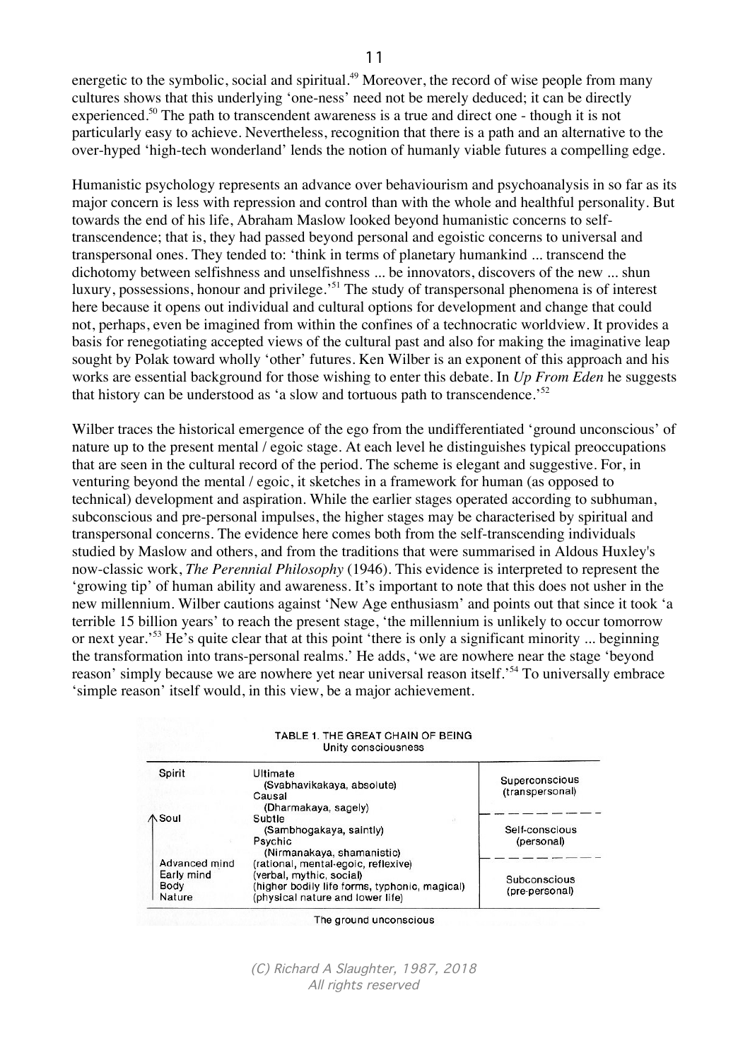energetic to the symbolic, social and spiritual.[49] Moreover, the record of wise people from many cultures shows that this underlying 'one-ness' need not be merely deduced; it can be directly experienced.[50] The path to transcendent awareness is a true and direct one - though it is not particularly easy to achieve. Nevertheless, recognition that there is a path and an alternative to the over-hyped 'high-tech wonderland' lends the notion of humanly viable futures a compelling edge.

Humanistic psychology represents an advance over behaviourism and psychoanalysis in so far as its major concern is less with repression and control than with the whole and healthful personality. But towards the end of his life, Abraham Maslow looked beyond humanistic concerns to self-transcendence; that is, they had passed beyond personal and egoistic concerns to universal and transpersonal ones. They tended to: 'think in terms of planetary humankind ... transcend the dichotomy between selfishness and unselfishness ... be innovators, discovers of the new ... shun luxury, possessions, honour and privilege.'[51] The study of transpersonal phenomena is of interest here because it opens out individual and cultural options for development and change that could not, perhaps, even be imagined from within the confines of a technocratic worldview. It provides a basis for renegotiating accepted views of the cultural past and also for making the imaginative leap sought by Polak toward wholly 'other' futures. Ken Wilber is an exponent of this approach and his works are essential background for those wishing to enter this debate. In *Up From Eden* he suggests that history can be understood as 'a slow and tortuous path to transcendence.'[52]

Wilber traces the historical emergence of the ego from the undifferentiated 'ground unconscious' of nature up to the present mental / egoic stage. At each level he distinguishes typical preoccupations that are seen in the cultural record of the period. The scheme is elegant and suggestive. For, in venturing beyond the mental / egoic, it sketches in a framework for human (as opposed to technical) development and aspiration. While the earlier stages operated according to subhuman, subconscious and pre-personal impulses, the higher stages may be characterised by spiritual and transpersonal concerns. The evidence here comes both from the self-transcending individuals studied by Maslow and others, and from the traditions that were summarised in Aldous Huxley's now-classic work, *The Perennial Philosophy* (1946). This evidence is interpreted to represent the 'growing tip' of human ability and awareness. It's important to note that this does not usher in the new millennium. Wilber cautions against 'New Age enthusiasm' and points out that since it took 'a terrible 15 billion years' to reach the present stage, 'the millennium is unlikely to occur tomorrow or next year.'[53] He's quite clear that at this point 'there is only a significant minority ... beginning the transformation into trans-personal realms.' He adds, 'we are nowhere near the stage 'beyond reason' simply because we are nowhere yet near universal reason itself.'[54] To universally embrace 'simple reason' itself would, in this view, be a major achievement.

TABLE 1. THE GREAT CHAIN OF BEING

Unity consciousness

| | | |
|---|---|---|
| Spirit | Ultimate (Svabhavikakaya, absolute) | Superconscious (transpersonal) |
| | Causal (Dharmakaya, sagely) | |
| ↑ Soul | Subtle (Sambhogakaya, saintly) | Self-conscious (personal) |
| | Psychic (Nirmanakaya, shamanistic) | |
| Advanced mind | (rational, mental-egoic, reflexive) | Subconscious (pre-personal) |
| Early mind | (verbal, mythic, social) | |
| Body | (higher bodily life forms, typhonic, magical) | |
| Nature | (physical nature and lower life) | |

The ground unconscious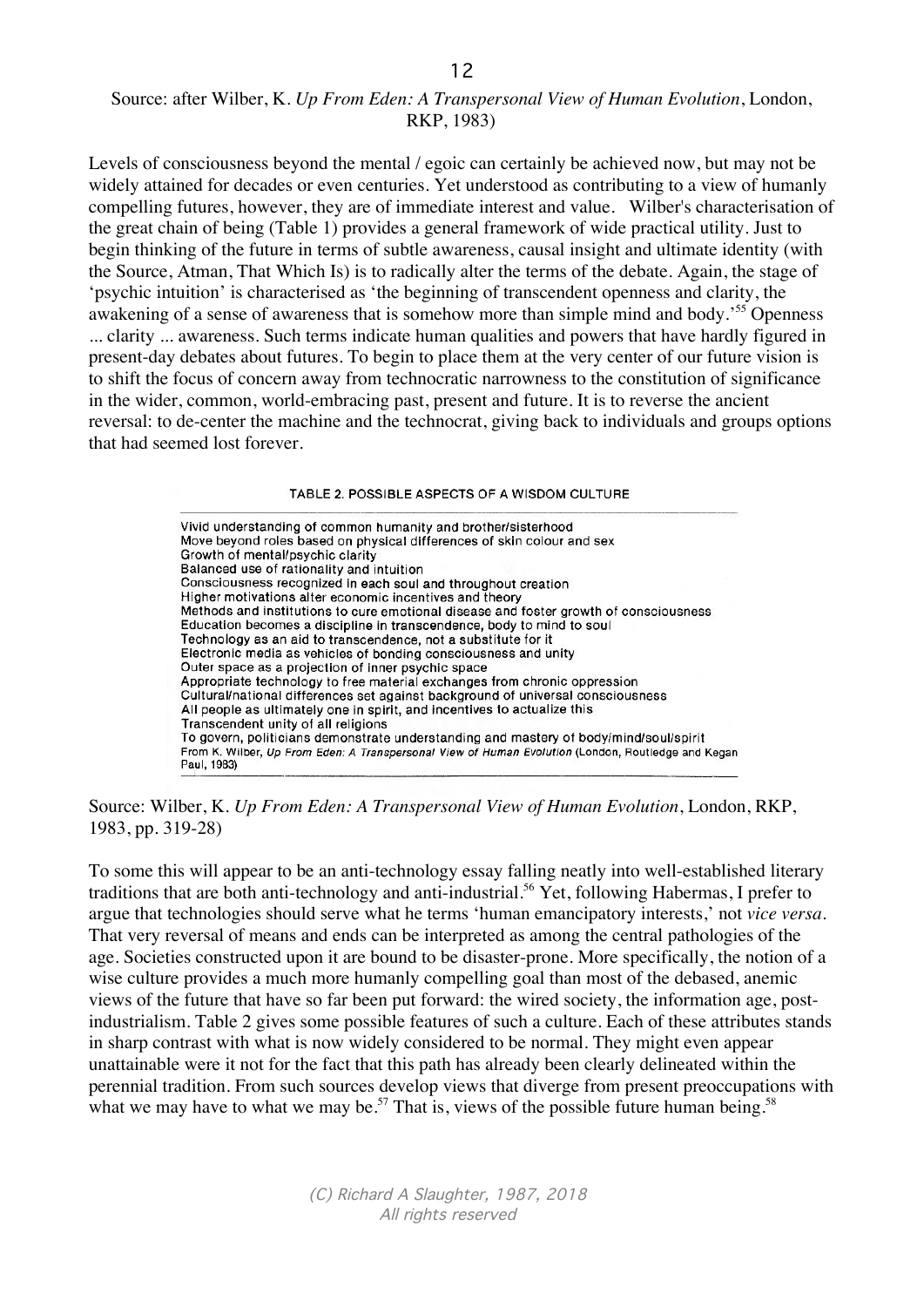Source: after Wilber, K. *Up From Eden: A Transpersonal View of Human Evolution*, London, RKP, 1983)

Levels of consciousness beyond the mental / egoic can certainly be achieved now, but may not be widely attained for decades or even centuries. Yet understood as contributing to a view of humanly compelling futures, however, they are of immediate interest and value. Wilber's characterisation of the great chain of being (Table 1) provides a general framework of wide practical utility. Just to begin thinking of the future in terms of subtle awareness, causal insight and ultimate identity (with the Source, Atman, That Which Is) is to radically alter the terms of the debate. Again, the stage of 'psychic intuition' is characterised as 'the beginning of transcendent openness and clarity, the awakening of a sense of awareness that is somehow more than simple mind and body.'[55] Openness ... clarity ... awareness. Such terms indicate human qualities and powers that have hardly figured in present-day debates about futures. To begin to place them at the very center of our future vision is to shift the focus of concern away from technocratic narrowness to the constitution of significance in the wider, common, world-embracing past, present and future. It is to reverse the ancient reversal: to de-center the machine and the technocrat, giving back to individuals and groups options that had seemed lost forever.

TABLE 2. POSSIBLE ASPECTS OF A WISDOM CULTURE

| |
|---|
| Vivid understanding of common humanity and brother/sisterhood |
| Move beyond roles based on physical differences of skin colour and sex |
| Growth of mental/psychic clarity |
| Balanced use of rationality and intuition |
| Consciousness recognized in each soul and throughout creation |
| Higher motivations alter economic incentives and theory |
| Methods and institutions to cure emotional disease and foster growth of consciousness |
| Education becomes a discipline in transcendence, body to mind to soul |
| Technology as an aid to transcendence, not a substitute for it |
| Electronic media as vehicles of bonding consciousness and unity |
| Outer space as a projection of inner psychic space |
| Appropriate technology to free material exchanges from chronic oppression |
| Cultural/national differences set against background of universal consciousness |
| All people as ultimately one in spirit, and incentives to actualize this |
| Transcendent unity of all religions |
| To govern, politicians demonstrate understanding and mastery of body/mind/soul/spirit |

From K. Wilber, *Up From Eden: A Transpersonal View of Human Evolution* (London, Routledge and Kegan Paul, 1983)

Source: Wilber, K. *Up From Eden: A Transpersonal View of Human Evolution*, London, RKP, 1983, pp. 319-28)

To some this will appear to be an anti-technology essay falling neatly into well-established literary traditions that are both anti-technology and anti-industrial.[56] Yet, following Habermas, I prefer to argue that technologies should serve what he terms 'human emancipatory interests,' not *vice versa*. That very reversal of means and ends can be interpreted as among the central pathologies of the age. Societies constructed upon it are bound to be disaster-prone. More specifically, the notion of a wise culture provides a much more humanly compelling goal than most of the debased, anemic views of the future that have so far been put forward: the wired society, the information age, post-industrialism. Table 2 gives some possible features of such a culture. Each of these attributes stands in sharp contrast with what is now widely considered to be normal. They might even appear unattainable were it not for the fact that this path has already been clearly delineated within the perennial tradition. From such sources develop views that diverge from present preoccupations with what we may have to what we may be.[57] That is, views of the possible future human being.[58]

(C) Richard A Slaughter, 1987, 2018
All rights reserved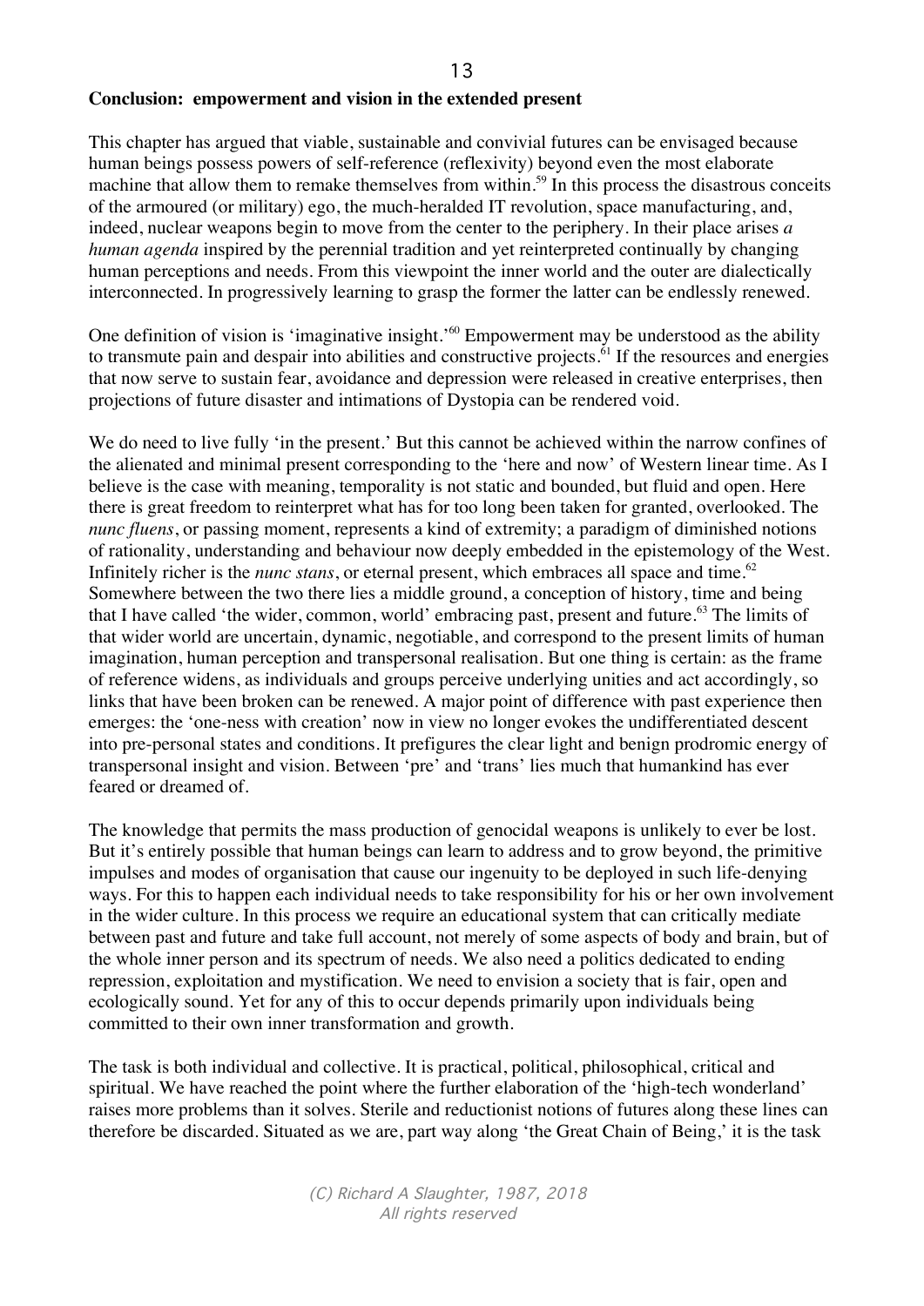**Conclusion: empowerment and vision in the extended present**

This chapter has argued that viable, sustainable and convivial futures can be envisaged because human beings possess powers of self-reference (reflexivity) beyond even the most elaborate machine that allow them to remake themselves from within.[59] In this process the disastrous conceits of the armoured (or military) ego, the much-heralded IT revolution, space manufacturing, and, indeed, nuclear weapons begin to move from the center to the periphery. In their place arises *a human agenda* inspired by the perennial tradition and yet reinterpreted continually by changing human perceptions and needs. From this viewpoint the inner world and the outer are dialectically interconnected. In progressively learning to grasp the former the latter can be endlessly renewed.

One definition of vision is 'imaginative insight.'[60] Empowerment may be understood as the ability to transmute pain and despair into abilities and constructive projects.[61] If the resources and energies that now serve to sustain fear, avoidance and depression were released in creative enterprises, then projections of future disaster and intimations of Dystopia can be rendered void.

We do need to live fully 'in the present.' But this cannot be achieved within the narrow confines of the alienated and minimal present corresponding to the 'here and now' of Western linear time. As I believe is the case with meaning, temporality is not static and bounded, but fluid and open. Here there is great freedom to reinterpret what has for too long been taken for granted, overlooked. The *nunc fluens*, or passing moment, represents a kind of extremity; a paradigm of diminished notions of rationality, understanding and behaviour now deeply embedded in the epistemology of the West. Infinitely richer is the *nunc stans*, or eternal present, which embraces all space and time.[62] Somewhere between the two there lies a middle ground, a conception of history, time and being that I have called 'the wider, common, world' embracing past, present and future.[63] The limits of that wider world are uncertain, dynamic, negotiable, and correspond to the present limits of human imagination, human perception and transpersonal realisation. But one thing is certain: as the frame of reference widens, as individuals and groups perceive underlying unities and act accordingly, so links that have been broken can be renewed. A major point of difference with past experience then emerges: the 'one-ness with creation' now in view no longer evokes the undifferentiated descent into pre-personal states and conditions. It prefigures the clear light and benign prodromic energy of transpersonal insight and vision. Between 'pre' and 'trans' lies much that humankind has ever feared or dreamed of.

The knowledge that permits the mass production of genocidal weapons is unlikely to ever be lost. But it's entirely possible that human beings can learn to address and to grow beyond, the primitive impulses and modes of organisation that cause our ingenuity to be deployed in such life-denying ways. For this to happen each individual needs to take responsibility for his or her own involvement in the wider culture. In this process we require an educational system that can critically mediate between past and future and take full account, not merely of some aspects of body and brain, but of the whole inner person and its spectrum of needs. We also need a politics dedicated to ending repression, exploitation and mystification. We need to envision a society that is fair, open and ecologically sound. Yet for any of this to occur depends primarily upon individuals being committed to their own inner transformation and growth.

The task is both individual and collective. It is practical, political, philosophical, critical and spiritual. We have reached the point where the further elaboration of the 'high-tech wonderland' raises more problems than it solves. Sterile and reductionist notions of futures along these lines can therefore be discarded. Situated as we are, part way along 'the Great Chain of Being,' it is the task

*(C) Richard A Slaughter, 1987, 2018*
*All rights reserved*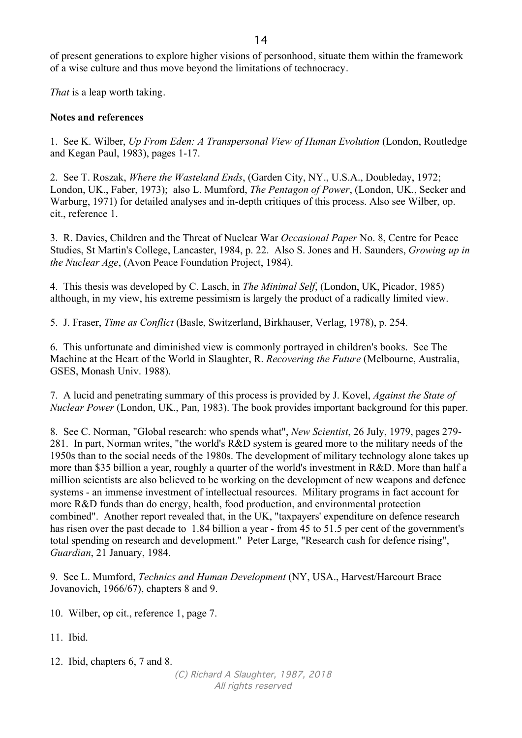of present generations to explore higher visions of personhood, situate them within the framework of a wise culture and thus move beyond the limitations of technocracy.

*That* is a leap worth taking.

**Notes and references**

1. See K. Wilber, *Up From Eden: A Transpersonal View of Human Evolution* (London, Routledge and Kegan Paul, 1983), pages 1-17.

2. See T. Roszak, *Where the Wasteland Ends*, (Garden City, NY., U.S.A., Doubleday, 1972; London, UK., Faber, 1973); also L. Mumford, *The Pentagon of Power*, (London, UK., Secker and Warburg, 1971) for detailed analyses and in-depth critiques of this process. Also see Wilber, op. cit., reference 1.

3. R. Davies, Children and the Threat of Nuclear War *Occasional Paper* No. 8, Centre for Peace Studies, St Martin's College, Lancaster, 1984, p. 22. Also S. Jones and H. Saunders, *Growing up in the Nuclear Age*, (Avon Peace Foundation Project, 1984).

4. This thesis was developed by C. Lasch, in *The Minimal Self*, (London, UK, Picador, 1985) although, in my view, his extreme pessimism is largely the product of a radically limited view.

5. J. Fraser, *Time as Conflict* (Basle, Switzerland, Birkhauser, Verlag, 1978), p. 254.

6. This unfortunate and diminished view is commonly portrayed in children's books. See The Machine at the Heart of the World in Slaughter, R. *Recovering the Future* (Melbourne, Australia, GSES, Monash Univ. 1988).

7. A lucid and penetrating summary of this process is provided by J. Kovel, *Against the State of Nuclear Power* (London, UK., Pan, 1983). The book provides important background for this paper.

8. See C. Norman, "Global research: who spends what", *New Scientist*, 26 July, 1979, pages 279-281. In part, Norman writes, "the world's R&D system is geared more to the military needs of the 1950s than to the social needs of the 1980s. The development of military technology alone takes up more than $35 billion a year, roughly a quarter of the world's investment in R&D. More than half a million scientists are also believed to be working on the development of new weapons and defence systems - an immense investment of intellectual resources. Military programs in fact account for more R&D funds than do energy, health, food production, and environmental protection combined". Another report revealed that, in the UK, "taxpayers' expenditure on defence research has risen over the past decade to 1.84 billion a year - from 45 to 51.5 per cent of the government's total spending on research and development." Peter Large, "Research cash for defence rising", *Guardian*, 21 January, 1984.

9. See L. Mumford, *Technics and Human Development* (NY, USA., Harvest/Harcourt Brace Jovanovich, 1966/67), chapters 8 and 9.

10. Wilber, op cit., reference 1, page 7.

11. Ibid.

12. Ibid, chapters 6, 7 and 8.

(C) Richard A Slaughter, 1987, 2018
All rights reserved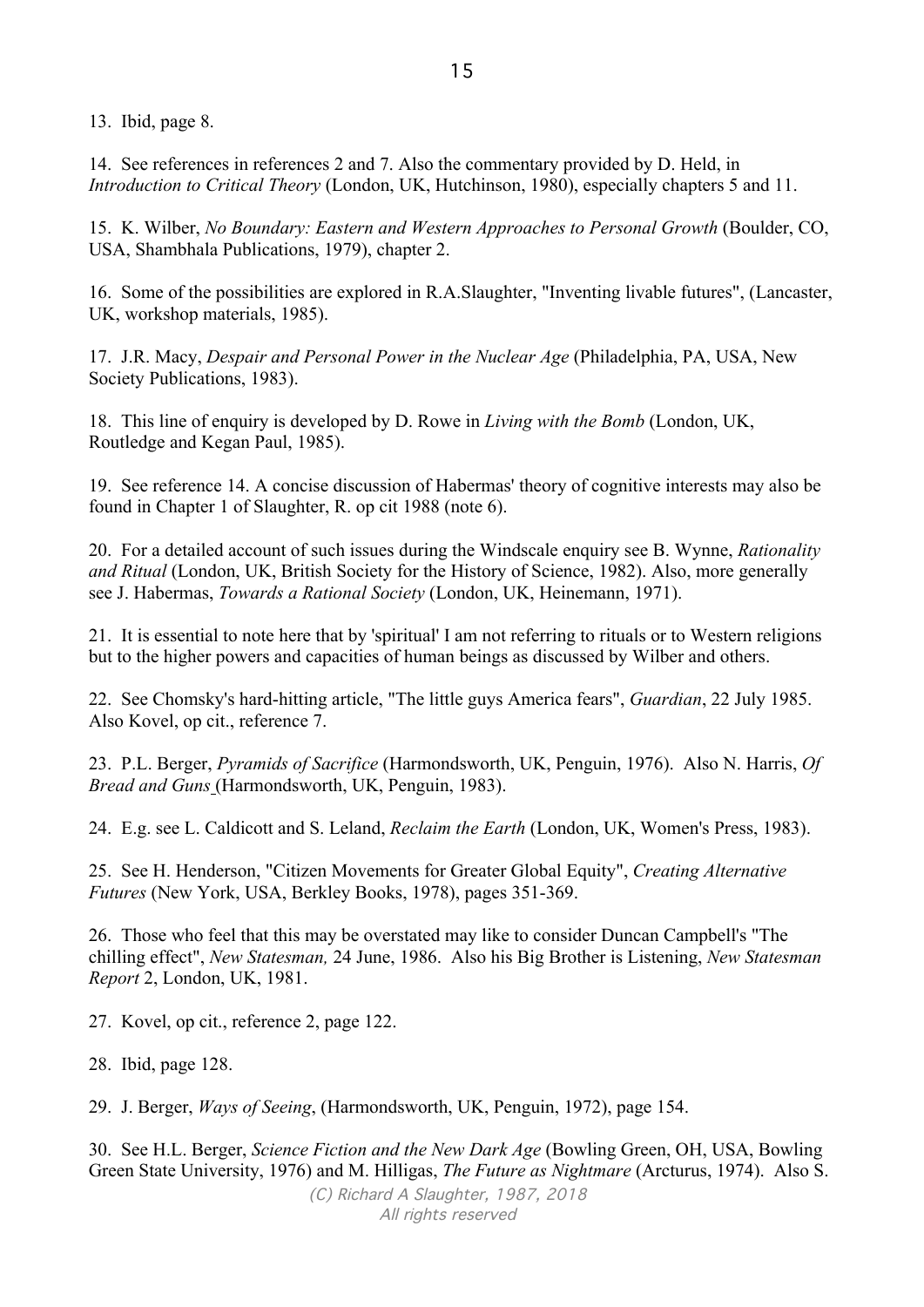13. Ibid, page 8.

14. See references in references 2 and 7. Also the commentary provided by D. Held, in *Introduction to Critical Theory* (London, UK, Hutchinson, 1980), especially chapters 5 and 11.

15. K. Wilber, *No Boundary: Eastern and Western Approaches to Personal Growth* (Boulder, CO, USA, Shambhala Publications, 1979), chapter 2.

16. Some of the possibilities are explored in R.A.Slaughter, "Inventing livable futures", (Lancaster, UK, workshop materials, 1985).

17. J.R. Macy, *Despair and Personal Power in the Nuclear Age* (Philadelphia, PA, USA, New Society Publications, 1983).

18. This line of enquiry is developed by D. Rowe in *Living with the Bomb* (London, UK, Routledge and Kegan Paul, 1985).

19. See reference 14. A concise discussion of Habermas' theory of cognitive interests may also be found in Chapter 1 of Slaughter, R. op cit 1988 (note 6).

20. For a detailed account of such issues during the Windscale enquiry see B. Wynne, *Rationality and Ritual* (London, UK, British Society for the History of Science, 1982). Also, more generally see J. Habermas, *Towards a Rational Society* (London, UK, Heinemann, 1971).

21. It is essential to note here that by 'spiritual' I am not referring to rituals or to Western religions but to the higher powers and capacities of human beings as discussed by Wilber and others.

22. See Chomsky's hard-hitting article, "The little guys America fears", *Guardian*, 22 July 1985. Also Kovel, op cit., reference 7.

23. P.L. Berger, *Pyramids of Sacrifice* (Harmondsworth, UK, Penguin, 1976). Also N. Harris, *Of Bread and Guns* (Harmondsworth, UK, Penguin, 1983).

24. E.g. see L. Caldicott and S. Leland, *Reclaim the Earth* (London, UK, Women's Press, 1983).

25. See H. Henderson, "Citizen Movements for Greater Global Equity", *Creating Alternative Futures* (New York, USA, Berkley Books, 1978), pages 351-369.

26. Those who feel that this may be overstated may like to consider Duncan Campbell's "The chilling effect", *New Statesman,* 24 June, 1986. Also his Big Brother is Listening, *New Statesman Report* 2, London, UK, 1981.

27. Kovel, op cit., reference 2, page 122.

28. Ibid, page 128.

29. J. Berger, *Ways of Seeing*, (Harmondsworth, UK, Penguin, 1972), page 154.

30. See H.L. Berger, *Science Fiction and the New Dark Age* (Bowling Green, OH, USA, Bowling Green State University, 1976) and M. Hilligas, *The Future as Nightmare* (Arcturus, 1974). Also S.

(C) Richard A Slaughter, 1987, 2018
All rights reserved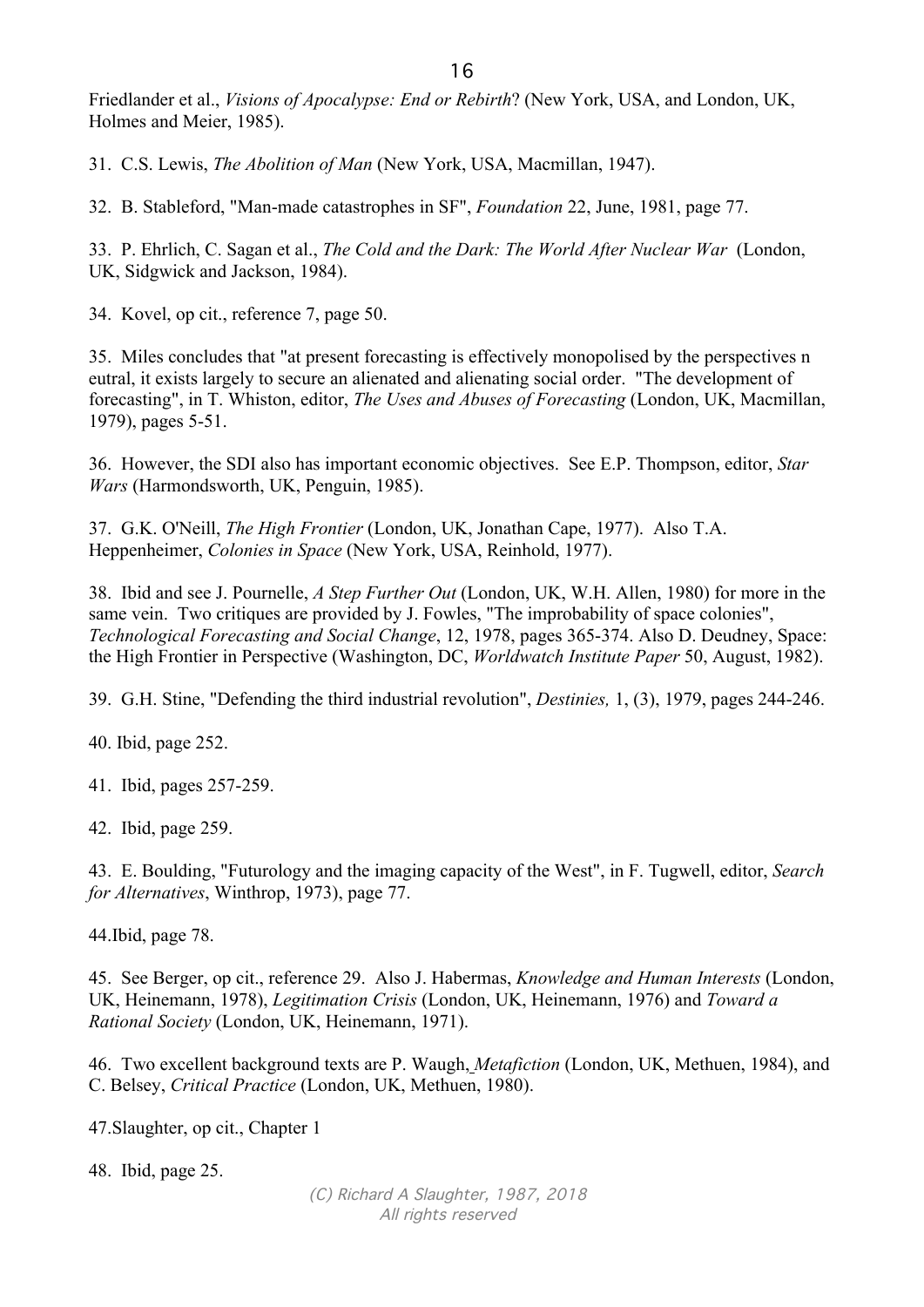Friedlander et al., *Visions of Apocalypse: End or Rebirth*? (New York, USA, and London, UK, Holmes and Meier, 1985).

31. C.S. Lewis, *The Abolition of Man* (New York, USA, Macmillan, 1947).

32. B. Stableford, "Man-made catastrophes in SF", *Foundation* 22, June, 1981, page 77.

33. P. Ehrlich, C. Sagan et al., *The Cold and the Dark: The World After Nuclear War* (London, UK, Sidgwick and Jackson, 1984).

34. Kovel, op cit., reference 7, page 50.

35. Miles concludes that "at present forecasting is effectively monopolised by the perspectives n eutral, it exists largely to secure an alienated and alienating social order. "The development of forecasting", in T. Whiston, editor, *The Uses and Abuses of Forecasting* (London, UK, Macmillan, 1979), pages 5-51.

36. However, the SDI also has important economic objectives. See E.P. Thompson, editor, *Star Wars* (Harmondsworth, UK, Penguin, 1985).

37. G.K. O'Neill, *The High Frontier* (London, UK, Jonathan Cape, 1977). Also T.A. Heppenheimer, *Colonies in Space* (New York, USA, Reinhold, 1977).

38. Ibid and see J. Pournelle, *A Step Further Out* (London, UK, W.H. Allen, 1980) for more in the same vein. Two critiques are provided by J. Fowles, "The improbability of space colonies", *Technological Forecasting and Social Change*, 12, 1978, pages 365-374. Also D. Deudney, Space: the High Frontier in Perspective (Washington, DC, *Worldwatch Institute Paper* 50, August, 1982).

39. G.H. Stine, "Defending the third industrial revolution", *Destinies,* 1, (3), 1979, pages 244-246.

40. Ibid, page 252.

41. Ibid, pages 257-259.

42. Ibid, page 259.

43. E. Boulding, "Futurology and the imaging capacity of the West", in F. Tugwell, editor, *Search for Alternatives*, Winthrop, 1973), page 77.

44.Ibid, page 78.

45. See Berger, op cit., reference 29. Also J. Habermas, *Knowledge and Human Interests* (London, UK, Heinemann, 1978), *Legitimation Crisis* (London, UK, Heinemann, 1976) and *Toward a Rational Society* (London, UK, Heinemann, 1971).

46. Two excellent background texts are P. Waugh, *Metafiction* (London, UK, Methuen, 1984), and C. Belsey, *Critical Practice* (London, UK, Methuen, 1980).

47.Slaughter, op cit., Chapter 1

48. Ibid, page 25.

(C) Richard A Slaughter, 1987, 2018
All rights reserved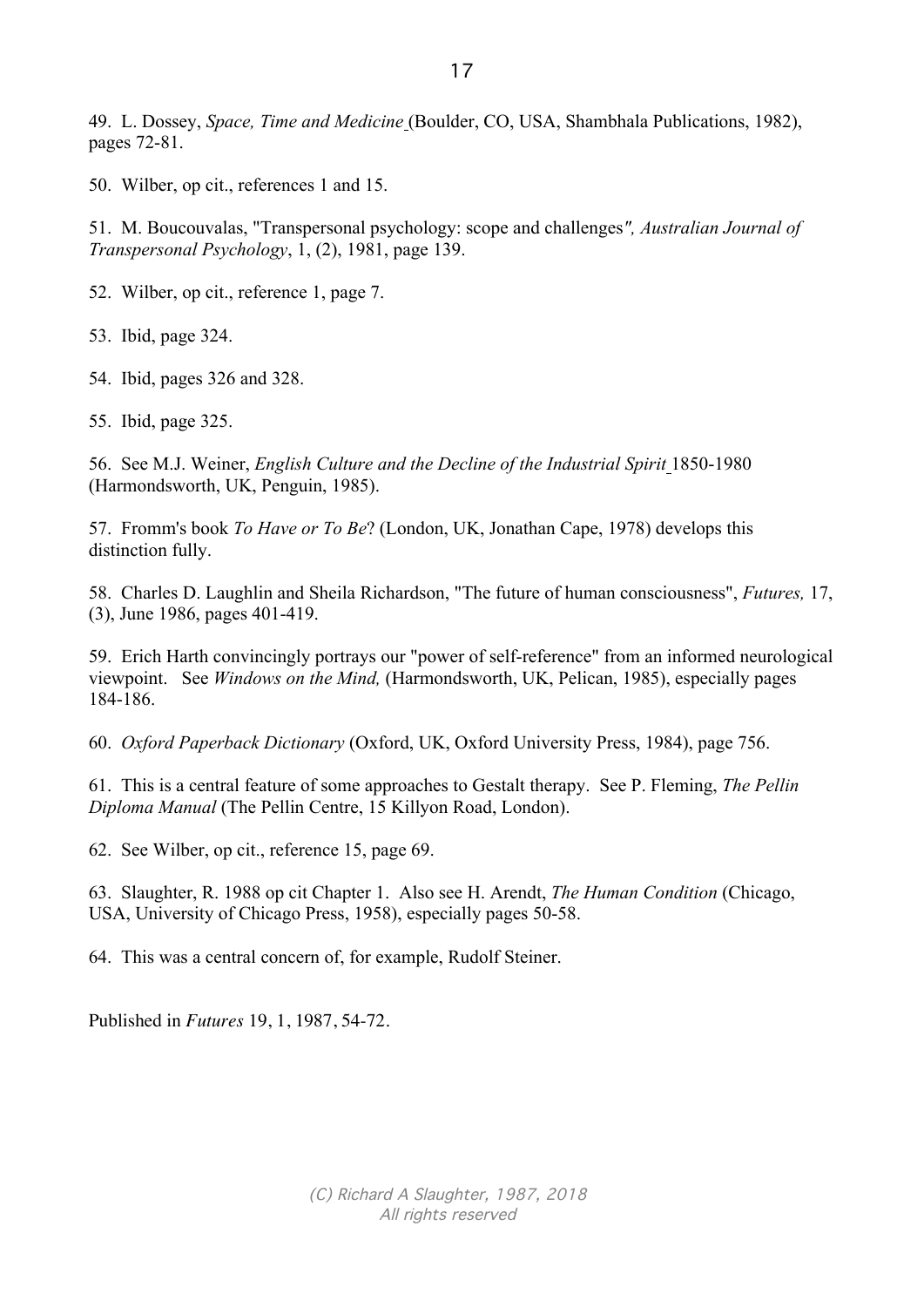49. L. Dossey, *Space, Time and Medicine* (Boulder, CO, USA, Shambhala Publications, 1982), pages 72-81.

50. Wilber, op cit., references 1 and 15.

51. M. Boucouvalas, "Transpersonal psychology: scope and challenges", *Australian Journal of Transpersonal Psychology*, 1, (2), 1981, page 139.

52. Wilber, op cit., reference 1, page 7.

53. Ibid, page 324.

54. Ibid, pages 326 and 328.

55. Ibid, page 325.

56. See M.J. Weiner, *English Culture and the Decline of the Industrial Spirit* 1850-1980 (Harmondsworth, UK, Penguin, 1985).

57. Fromm's book *To Have or To Be*? (London, UK, Jonathan Cape, 1978) develops this distinction fully.

58. Charles D. Laughlin and Sheila Richardson, "The future of human consciousness", *Futures,* 17, (3), June 1986, pages 401-419.

59. Erich Harth convincingly portrays our "power of self-reference" from an informed neurological viewpoint. See *Windows on the Mind,* (Harmondsworth, UK, Pelican, 1985), especially pages 184-186.

60. *Oxford Paperback Dictionary* (Oxford, UK, Oxford University Press, 1984), page 756.

61. This is a central feature of some approaches to Gestalt therapy. See P. Fleming, *The Pellin Diploma Manual* (The Pellin Centre, 15 Killyon Road, London).

62. See Wilber, op cit., reference 15, page 69.

63. Slaughter, R. 1988 op cit Chapter 1. Also see H. Arendt, *The Human Condition* (Chicago, USA, University of Chicago Press, 1958), especially pages 50-58.

64. This was a central concern of, for example, Rudolf Steiner.

Published in *Futures* 19, 1, 1987, 54-72.

*(C) Richard A Slaughter, 1987, 2018*
*All rights reserved*